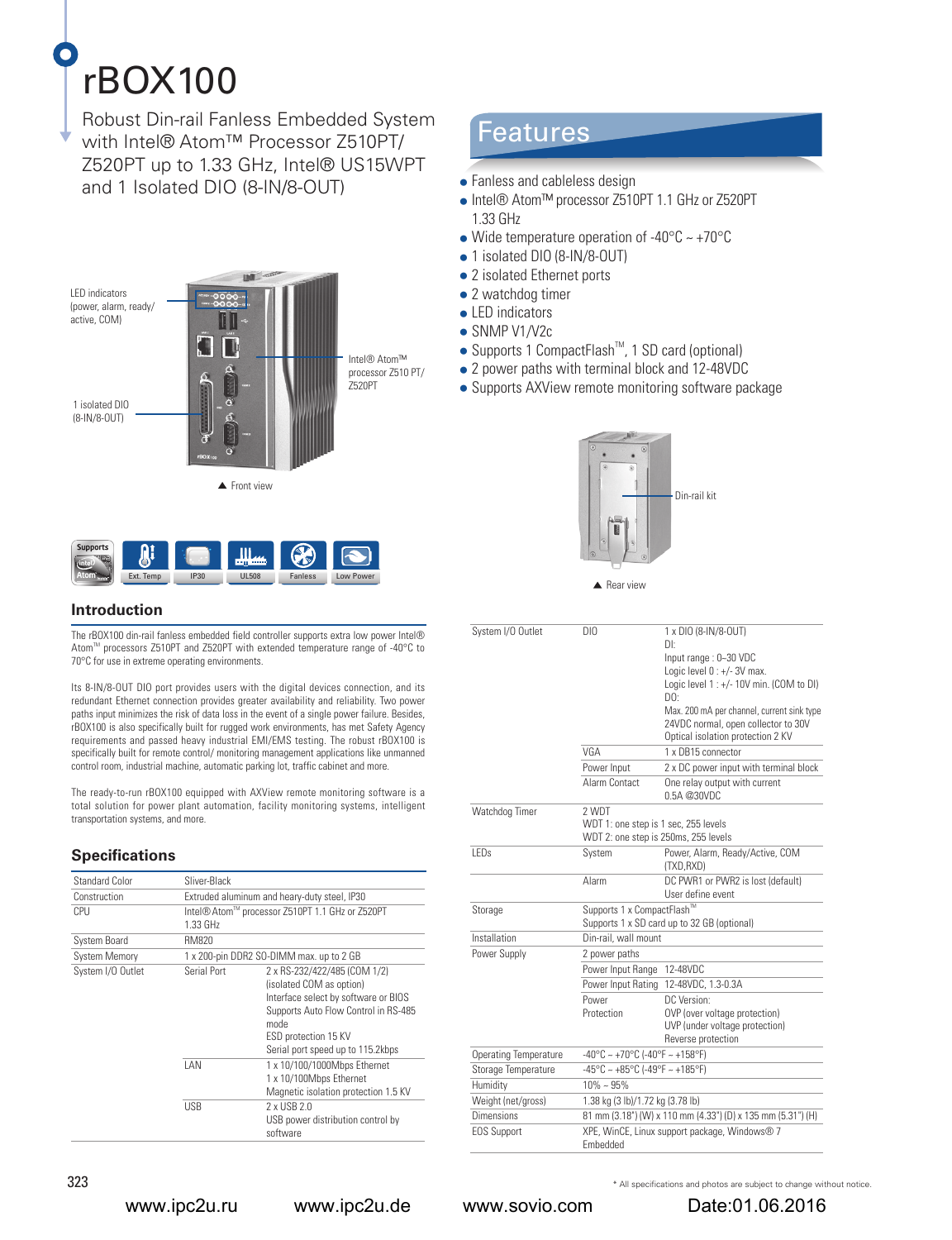# rBOX100

Robust Din-rail Fanless Embedded System with Intel® Atom™ Processor Z510PT/ Z520PT up to 1.33 GHz, Intel® US15WPT and 1 Isolated DIO (8-IN/8-OUT)

LED indicators (power, alarm, ready/ active, COM)

1 isolated DIO (8-IN/8-OUT)

Intel® Atom™ processor Z510 PT/ Z520PT

▲ Front view

Supports Intel Atom | Ext. Temp | IP30 | UL508 | Fanless | Low Power

## Features

- Fanless and cableless design
- Intel® Atom™ processor Z510PT 1.1 GHz or Z520PT 1.33 GHz
- Wide temperature operation of -40°C ~ +70°C
- 1 isolated DIO (8-IN/8-OUT)
- 2 isolated Ethernet ports
- 2 watchdog timer
- LED indicators
- SNMP V1/V2c
- Supports 1 CompactFlash™, 1 SD card (optional)
- 2 power paths with terminal block and 12-48VDC
- Supports AXView remote monitoring software package

Din-rail kit

▲ Rear view

## Introduction

The rBOX100 din-rail fanless embedded field controller supports extra low power Intel® Atom™ processors Z510PT and Z520PT with extended temperature range of -40°C to 70°C for use in extreme operating environments.

Its 8-IN/8-OUT DIO port provides users with the digital devices connection, and its redundant Ethernet connection provides greater availability and reliability. Two power paths input minimizes the risk of data loss in the event of a single power failure. Besides, rBOX100 is also specifically built for rugged work environments, has met Safety Agency requirements and passed heavy industrial EMI/EMS testing. The robust rBOX100 is specifically built for remote control/ monitoring management applications like unmanned control room, industrial machine, automatic parking lot, traffic cabinet and more.

The ready-to-run rBOX100 equipped with AXView remote monitoring software is a total solution for power plant automation, facility monitoring systems, intelligent transportation systems, and more.

## Specifications

| | | |
|---|---|---|
| Standard Color | Sliver-Black | |
| Construction | Extruded aluminum and heavy-duty steel, IP30 | |
| CPU | Intel® Atom™ processor Z510PT 1.1 GHz or Z520PT 1.33 GHz | |
| System Board | RM820 | |
| System Memory | 1 x 200-pin DDR2 SO-DIMM max. up to 2 GB | |
| System I/O Outlet | Serial Port | 2 x RS-232/422/485 (COM 1/2) (isolated COM as option)<br>Interface select by software or BIOS<br>Supports Auto Flow Control in RS-485 mode<br>ESD protection 15 KV<br>Serial port speed up to 115.2kbps |
| | LAN | 1 x 10/100/1000Mbps Ethernet<br>1 x 10/100Mbps Ethernet<br>Magnetic isolation protection 1.5 KV |
| | USB | 2 x USB 2.0<br>USB power distribution control by software |
| System I/O Outlet | DIO | 1 x DIO (8-IN/8-OUT)<br>DI:<br>Input range : 0~30 VDC<br>Logic level 0 : +/- 3V max.<br>Logic level 1 : +/- 10V min. (COM to DI)<br>DO:<br>Max. 200 mA per channel, current sink type<br>24VDC normal, open collector to 30V<br>Optical isolation protection 2 KV |
| | VGA | 1 x DB15 connector |
| | Power Input | 2 x DC power input with terminal block |
| | Alarm Contact | One relay output with current 0.5A @30VDC |
| Watchdog Timer | 2 WDT<br>WDT 1: one step is 1 sec, 255 levels<br>WDT 2: one step is 250ms, 255 levels | |
| LEDs | System | Power, Alarm, Ready/Active, COM (TXD,RXD) |
| | Alarm | DC PWR1 or PWR2 is lost (default)<br>User define event |
| Storage | Supports 1 x CompactFlash™<br>Supports 1 x SD card up to 32 GB (optional) | |
| Installation | Din-rail, wall mount | |
| Power Supply | 2 power paths | |
| | Power Input Range | 12-48VDC |
| | Power Input Rating | 12-48VDC, 1.3-0.3A |
| | Power Protection | DC Version:<br>OVP (over voltage protection)<br>UVP (under voltage protection)<br>Reverse protection |
| Operating Temperature | -40°C ~ +70°C (-40°F ~ +158°F) | |
| Storage Temperature | -45°C ~ +85°C (-49°F ~ +185°F) | |
| Humidity | 10% ~ 95% | |
| Weight (net/gross) | 1.38 kg (3 lb)/1.72 kg (3.78 lb) | |
| Dimensions | 81 mm (3.18") (W) x 110 mm (4.33") (D) x 135 mm (5.31") (H) | |
| EOS Support | XPE, WinCE, Linux support package, Windows® 7 Embedded | |

\* All specifications and photos are subject to change without notice.

www.ipc2u.ru www.ipc2u.de www.sovio.com Date:01.06.2016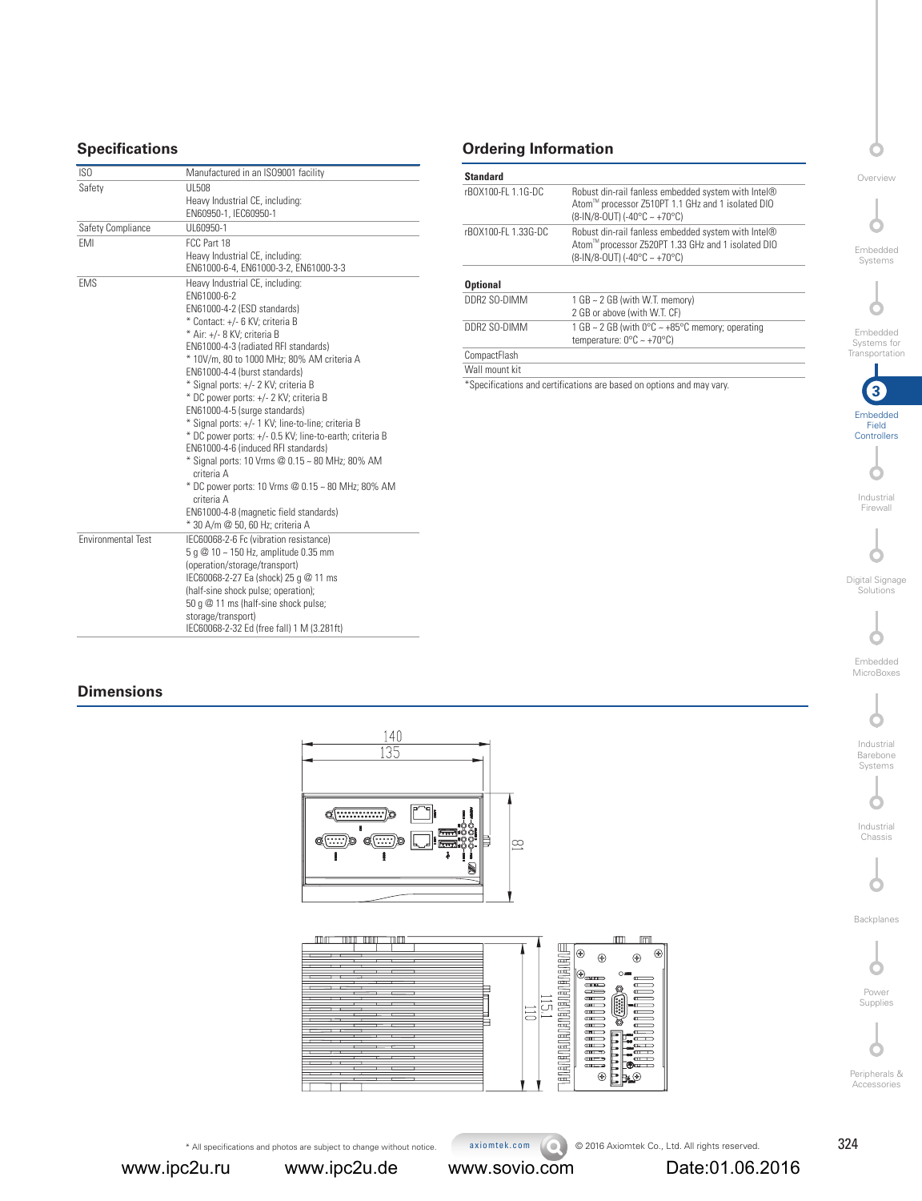## Specifications

| | |
|---|---|
| ISO | Manufactured in an ISO9001 facility |
| Safety | UL508<br>Heavy Industrial CE, including:<br>EN60950-1, IEC60950-1 |
| Safety Compliance | UL60950-1 |
| EMI | FCC Part 18<br>Heavy Industrial CE, including:<br>EN61000-6-4, EN61000-3-2, EN61000-3-3 |
| EMS | Heavy Industrial CE, including:<br>EN61000-6-2<br>EN61000-4-2 (ESD standards)<br>* Contact: +/- 6 KV; criteria B<br>* Air: +/- 8 KV; criteria B<br>EN61000-4-3 (radiated RFI standards)<br>* 10V/m, 80 to 1000 MHz; 80% AM criteria A<br>EN61000-4-4 (burst standards)<br>* Signal ports: +/- 2 KV; criteria B<br>* DC power ports: +/- 2 KV; criteria B<br>EN61000-4-5 (surge standards)<br>* Signal ports: +/- 1 KV; line-to-line; criteria B<br>* DC power ports: +/- 0.5 KV; line-to-earth; criteria B<br>EN61000-4-6 (induced RFI standards)<br>* Signal ports: 10 Vrms @ 0.15 ~ 80 MHz; 80% AM criteria A<br>* DC power ports: 10 Vrms @ 0.15 ~ 80 MHz; 80% AM criteria A<br>EN61000-4-8 (magnetic field standards)<br>* 30 A/m @ 50, 60 Hz; criteria A |
| Environmental Test | IEC60068-2-6 Fc (vibration resistance)<br>5 g @ 10 ~ 150 Hz, amplitude 0.35 mm (operation/storage/transport)<br>IEC60068-2-27 Ea (shock) 25 g @ 11 ms (half-sine shock pulse; operation);<br>50 g @ 11 ms (half-sine shock pulse; storage/transport)<br>IEC60068-2-32 Ed (free fall) 1 M (3.281ft) |

## Ordering Information

**Standard**

| | |
|---|---|
| rBOX100-FL 1.1G-DC | Robust din-rail fanless embedded system with Intel® Atom™ processor Z510PT 1.1 GHz and 1 isolated DIO (8-IN/8-OUT) (-40°C ~ +70°C) |
| rBOX100-FL 1.33G-DC | Robust din-rail fanless embedded system with Intel® Atom™ processor Z520PT 1.33 GHz and 1 isolated DIO (8-IN/8-OUT) (-40°C ~ +70°C) |

**Optional**

| | |
|---|---|
| DDR2 SO-DIMM | 1 GB ~ 2 GB (with W.T. memory)<br>2 GB or above (with W.T. CF) |
| DDR2 SO-DIMM | 1 GB ~ 2 GB (with 0°C ~ +85°C memory; operating temperature: 0°C ~ +70°C) |
| CompactFlash | |
| Wall mount kit | |

*Specifications and certifications are based on options and may vary.

## Dimensions

140
135
81
115.1
110

* All specifications and photos are subject to change without notice.

axiomtek.com

© 2016 Axiomtek Co., Ltd. All rights reserved.

www.ipc2u.ru www.ipc2u.de www.sovio.com Date:01.06.2016